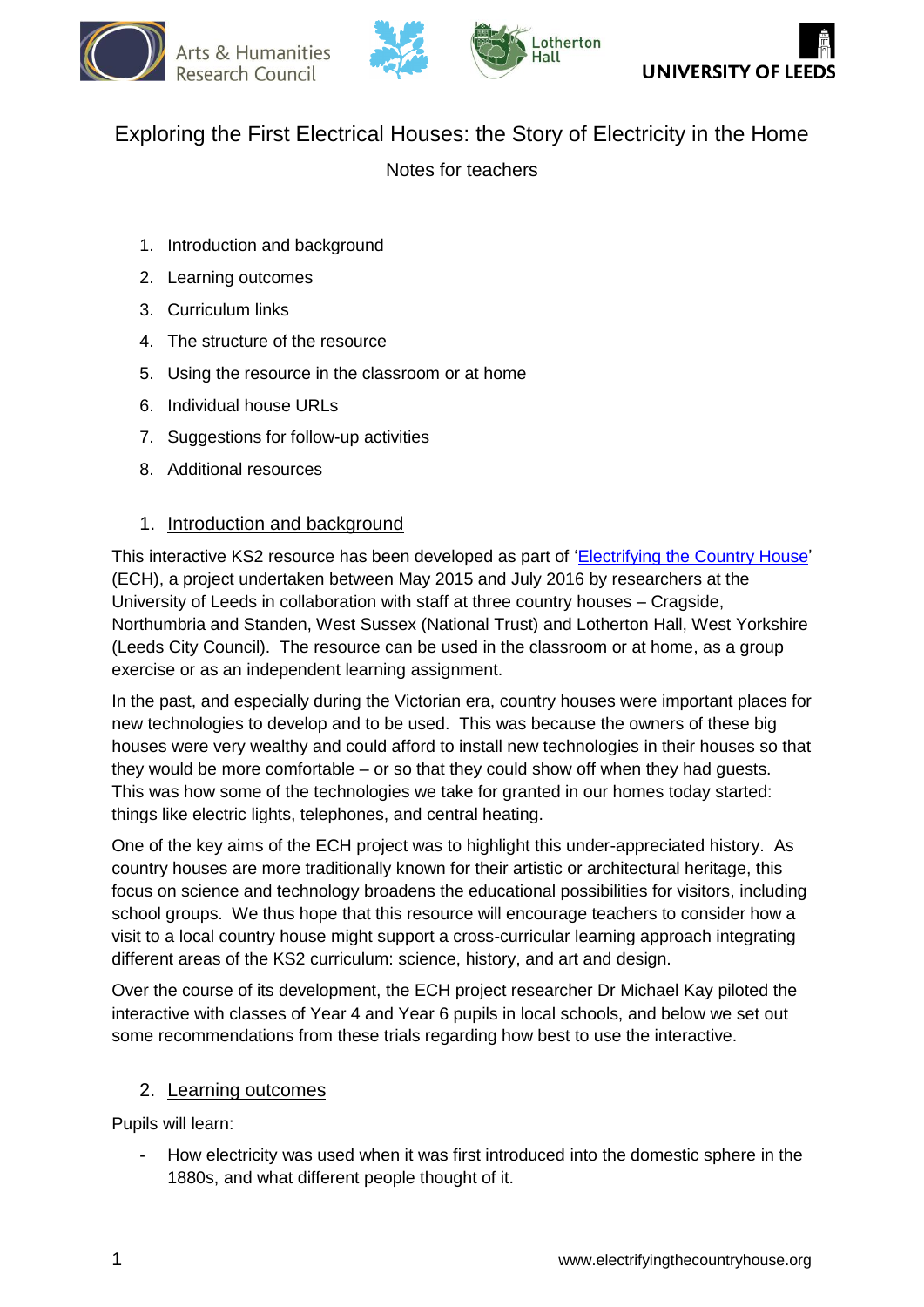# Exploring the First Electrical Houses: the Story of Electricity in the Home

Notes for teachers

1. Introduction and background
2. Learning outcomes
3. Curriculum links
4. The structure of the resource
5. Using the resource in the classroom or at home
6. Individual house URLs
7. Suggestions for follow-up activities
8. Additional resources

## 1. Introduction and background

This interactive KS2 resource has been developed as part of 'Electrifying the Country House' (ECH), a project undertaken between May 2015 and July 2016 by researchers at the University of Leeds in collaboration with staff at three country houses – Cragside, Northumbria and Standen, West Sussex (National Trust) and Lotherton Hall, West Yorkshire (Leeds City Council). The resource can be used in the classroom or at home, as a group exercise or as an independent learning assignment.

In the past, and especially during the Victorian era, country houses were important places for new technologies to develop and to be used. This was because the owners of these big houses were very wealthy and could afford to install new technologies in their houses so that they would be more comfortable – or so that they could show off when they had guests. This was how some of the technologies we take for granted in our homes today started: things like electric lights, telephones, and central heating.

One of the key aims of the ECH project was to highlight this under-appreciated history. As country houses are more traditionally known for their artistic or architectural heritage, this focus on science and technology broadens the educational possibilities for visitors, including school groups. We thus hope that this resource will encourage teachers to consider how a visit to a local country house might support a cross-curricular learning approach integrating different areas of the KS2 curriculum: science, history, and art and design.

Over the course of its development, the ECH project researcher Dr Michael Kay piloted the interactive with classes of Year 4 and Year 6 pupils in local schools, and below we set out some recommendations from these trials regarding how best to use the interactive.

## 2. Learning outcomes

Pupils will learn:

- How electricity was used when it was first introduced into the domestic sphere in the 1880s, and what different people thought of it.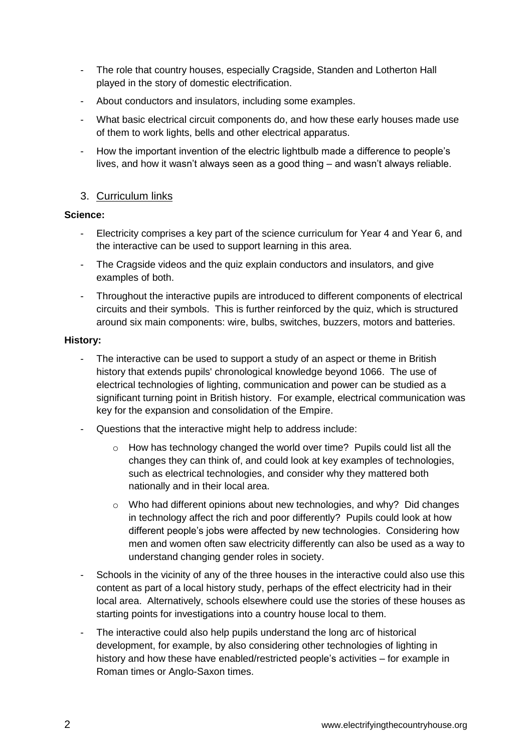- The role that country houses, especially Cragside, Standen and Lotherton Hall played in the story of domestic electrification.
- About conductors and insulators, including some examples.
- What basic electrical circuit components do, and how these early houses made use of them to work lights, bells and other electrical apparatus.
- How the important invention of the electric lightbulb made a difference to people's lives, and how it wasn't always seen as a good thing – and wasn't always reliable.

## 3. Curriculum links

**Science:**

- Electricity comprises a key part of the science curriculum for Year 4 and Year 6, and the interactive can be used to support learning in this area.
- The Cragside videos and the quiz explain conductors and insulators, and give examples of both.
- Throughout the interactive pupils are introduced to different components of electrical circuits and their symbols. This is further reinforced by the quiz, which is structured around six main components: wire, bulbs, switches, buzzers, motors and batteries.

**History:**

- The interactive can be used to support a study of an aspect or theme in British history that extends pupils' chronological knowledge beyond 1066. The use of electrical technologies of lighting, communication and power can be studied as a significant turning point in British history. For example, electrical communication was key for the expansion and consolidation of the Empire.
- Questions that the interactive might help to address include:
  - How has technology changed the world over time? Pupils could list all the changes they can think of, and could look at key examples of technologies, such as electrical technologies, and consider why they mattered both nationally and in their local area.
  - Who had different opinions about new technologies, and why? Did changes in technology affect the rich and poor differently? Pupils could look at how different people's jobs were affected by new technologies. Considering how men and women often saw electricity differently can also be used as a way to understand changing gender roles in society.
- Schools in the vicinity of any of the three houses in the interactive could also use this content as part of a local history study, perhaps of the effect electricity had in their local area. Alternatively, schools elsewhere could use the stories of these houses as starting points for investigations into a country house local to them.
- The interactive could also help pupils understand the long arc of historical development, for example, by also considering other technologies of lighting in history and how these have enabled/restricted people's activities – for example in Roman times or Anglo-Saxon times.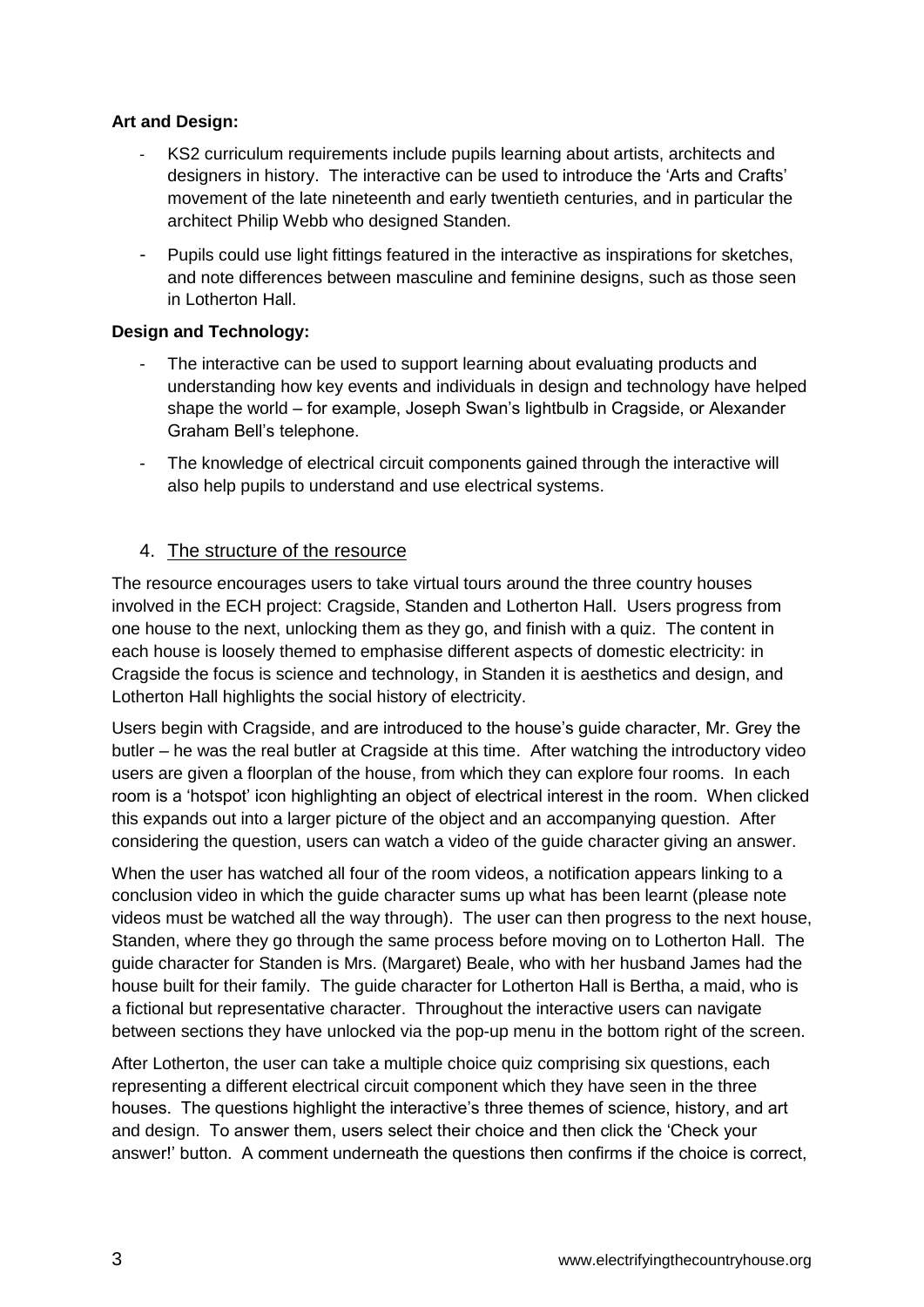**Art and Design:**

- KS2 curriculum requirements include pupils learning about artists, architects and designers in history. The interactive can be used to introduce the 'Arts and Crafts' movement of the late nineteenth and early twentieth centuries, and in particular the architect Philip Webb who designed Standen.
- Pupils could use light fittings featured in the interactive as inspirations for sketches, and note differences between masculine and feminine designs, such as those seen in Lotherton Hall.

**Design and Technology:**

- The interactive can be used to support learning about evaluating products and understanding how key events and individuals in design and technology have helped shape the world – for example, Joseph Swan's lightbulb in Cragside, or Alexander Graham Bell's telephone.
- The knowledge of electrical circuit components gained through the interactive will also help pupils to understand and use electrical systems.

## 4. The structure of the resource

The resource encourages users to take virtual tours around the three country houses involved in the ECH project: Cragside, Standen and Lotherton Hall. Users progress from one house to the next, unlocking them as they go, and finish with a quiz. The content in each house is loosely themed to emphasise different aspects of domestic electricity: in Cragside the focus is science and technology, in Standen it is aesthetics and design, and Lotherton Hall highlights the social history of electricity.

Users begin with Cragside, and are introduced to the house's guide character, Mr. Grey the butler – he was the real butler at Cragside at this time. After watching the introductory video users are given a floorplan of the house, from which they can explore four rooms. In each room is a 'hotspot' icon highlighting an object of electrical interest in the room. When clicked this expands out into a larger picture of the object and an accompanying question. After considering the question, users can watch a video of the guide character giving an answer.

When the user has watched all four of the room videos, a notification appears linking to a conclusion video in which the guide character sums up what has been learnt (please note videos must be watched all the way through). The user can then progress to the next house, Standen, where they go through the same process before moving on to Lotherton Hall. The guide character for Standen is Mrs. (Margaret) Beale, who with her husband James had the house built for their family. The guide character for Lotherton Hall is Bertha, a maid, who is a fictional but representative character. Throughout the interactive users can navigate between sections they have unlocked via the pop-up menu in the bottom right of the screen.

After Lotherton, the user can take a multiple choice quiz comprising six questions, each representing a different electrical circuit component which they have seen in the three houses. The questions highlight the interactive's three themes of science, history, and art and design. To answer them, users select their choice and then click the 'Check your answer!' button. A comment underneath the questions then confirms if the choice is correct,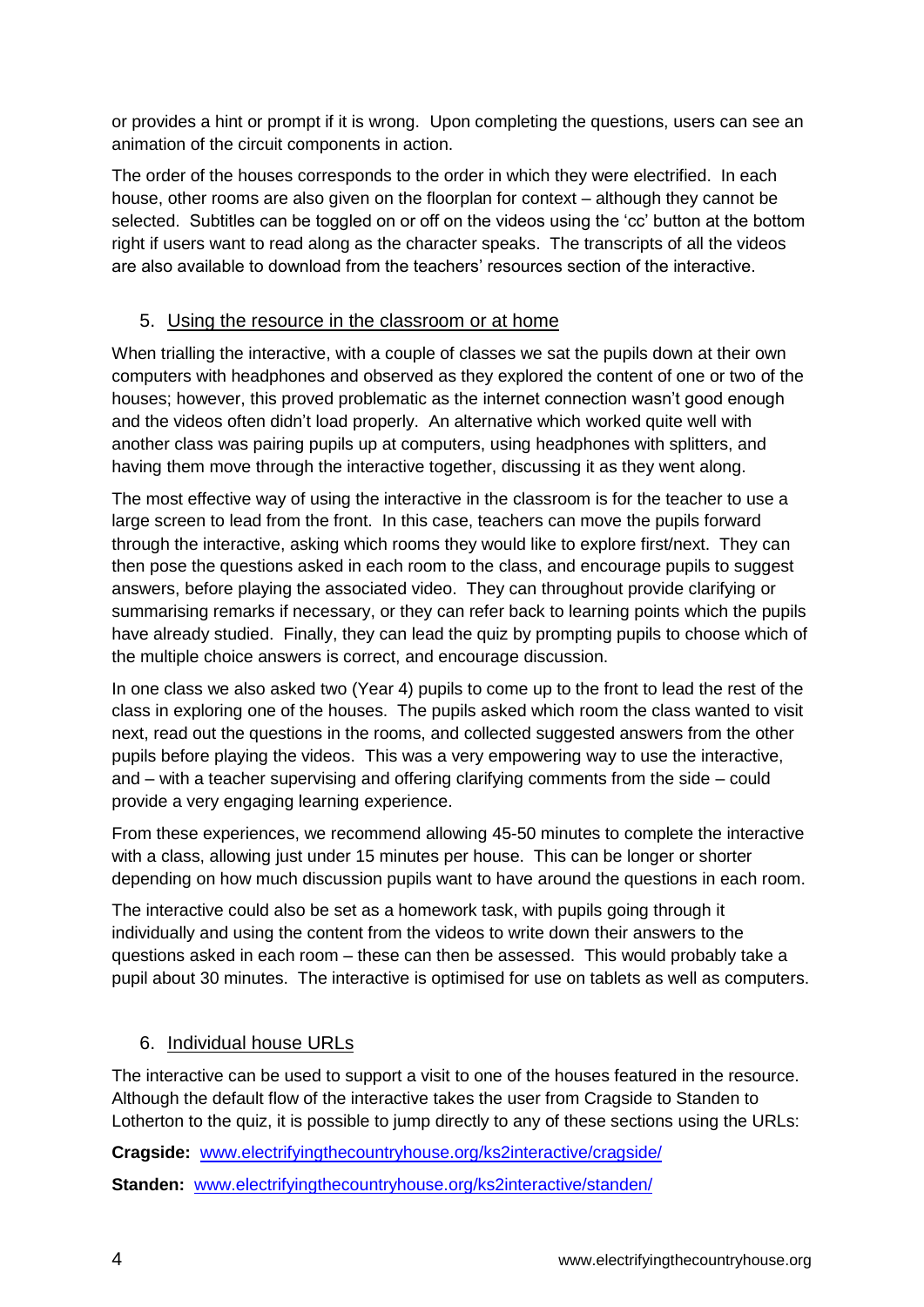or provides a hint or prompt if it is wrong. Upon completing the questions, users can see an animation of the circuit components in action.

The order of the houses corresponds to the order in which they were electrified. In each house, other rooms are also given on the floorplan for context – although they cannot be selected. Subtitles can be toggled on or off on the videos using the 'cc' button at the bottom right if users want to read along as the character speaks. The transcripts of all the videos are also available to download from the teachers' resources section of the interactive.

## 5. Using the resource in the classroom or at home

When trialling the interactive, with a couple of classes we sat the pupils down at their own computers with headphones and observed as they explored the content of one or two of the houses; however, this proved problematic as the internet connection wasn't good enough and the videos often didn't load properly. An alternative which worked quite well with another class was pairing pupils up at computers, using headphones with splitters, and having them move through the interactive together, discussing it as they went along.

The most effective way of using the interactive in the classroom is for the teacher to use a large screen to lead from the front. In this case, teachers can move the pupils forward through the interactive, asking which rooms they would like to explore first/next. They can then pose the questions asked in each room to the class, and encourage pupils to suggest answers, before playing the associated video. They can throughout provide clarifying or summarising remarks if necessary, or they can refer back to learning points which the pupils have already studied. Finally, they can lead the quiz by prompting pupils to choose which of the multiple choice answers is correct, and encourage discussion.

In one class we also asked two (Year 4) pupils to come up to the front to lead the rest of the class in exploring one of the houses. The pupils asked which room the class wanted to visit next, read out the questions in the rooms, and collected suggested answers from the other pupils before playing the videos. This was a very empowering way to use the interactive, and – with a teacher supervising and offering clarifying comments from the side – could provide a very engaging learning experience.

From these experiences, we recommend allowing 45-50 minutes to complete the interactive with a class, allowing just under 15 minutes per house. This can be longer or shorter depending on how much discussion pupils want to have around the questions in each room.

The interactive could also be set as a homework task, with pupils going through it individually and using the content from the videos to write down their answers to the questions asked in each room – these can then be assessed. This would probably take a pupil about 30 minutes. The interactive is optimised for use on tablets as well as computers.

## 6. Individual house URLs

The interactive can be used to support a visit to one of the houses featured in the resource. Although the default flow of the interactive takes the user from Cragside to Standen to Lotherton to the quiz, it is possible to jump directly to any of these sections using the URLs:

**Cragside:** www.electrifyingthecountryhouse.org/ks2interactive/cragside/

**Standen:** www.electrifyingthecountryhouse.org/ks2interactive/standen/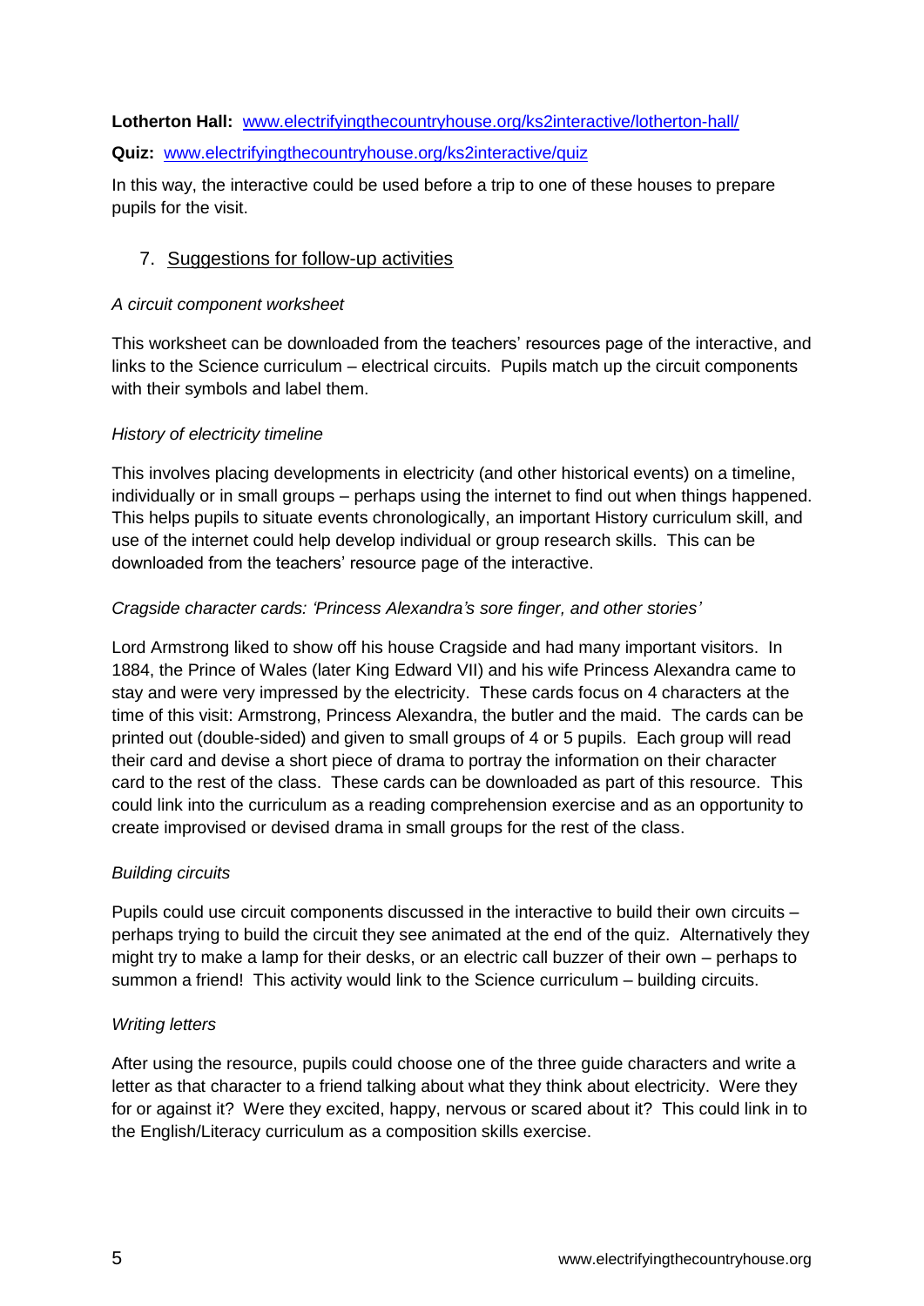**Lotherton Hall:** [www.electrifyingthecountryhouse.org/ks2interactive/lotherton-hall/](www.electrifyingthecountryhouse.org/ks2interactive/lotherton-hall/)

**Quiz:** [www.electrifyingthecountryhouse.org/ks2interactive/quiz](www.electrifyingthecountryhouse.org/ks2interactive/quiz)

In this way, the interactive could be used before a trip to one of these houses to prepare pupils for the visit.

## 7. Suggestions for follow-up activities

*A circuit component worksheet*

This worksheet can be downloaded from the teachers' resources page of the interactive, and links to the Science curriculum – electrical circuits. Pupils match up the circuit components with their symbols and label them.

*History of electricity timeline*

This involves placing developments in electricity (and other historical events) on a timeline, individually or in small groups – perhaps using the internet to find out when things happened. This helps pupils to situate events chronologically, an important History curriculum skill, and use of the internet could help develop individual or group research skills. This can be downloaded from the teachers' resource page of the interactive.

*Cragside character cards: 'Princess Alexandra's sore finger, and other stories'*

Lord Armstrong liked to show off his house Cragside and had many important visitors. In 1884, the Prince of Wales (later King Edward VII) and his wife Princess Alexandra came to stay and were very impressed by the electricity. These cards focus on 4 characters at the time of this visit: Armstrong, Princess Alexandra, the butler and the maid. The cards can be printed out (double-sided) and given to small groups of 4 or 5 pupils. Each group will read their card and devise a short piece of drama to portray the information on their character card to the rest of the class. These cards can be downloaded as part of this resource. This could link into the curriculum as a reading comprehension exercise and as an opportunity to create improvised or devised drama in small groups for the rest of the class.

*Building circuits*

Pupils could use circuit components discussed in the interactive to build their own circuits – perhaps trying to build the circuit they see animated at the end of the quiz. Alternatively they might try to make a lamp for their desks, or an electric call buzzer of their own – perhaps to summon a friend! This activity would link to the Science curriculum – building circuits.

*Writing letters*

After using the resource, pupils could choose one of the three guide characters and write a letter as that character to a friend talking about what they think about electricity. Were they for or against it? Were they excited, happy, nervous or scared about it? This could link in to the English/Literacy curriculum as a composition skills exercise.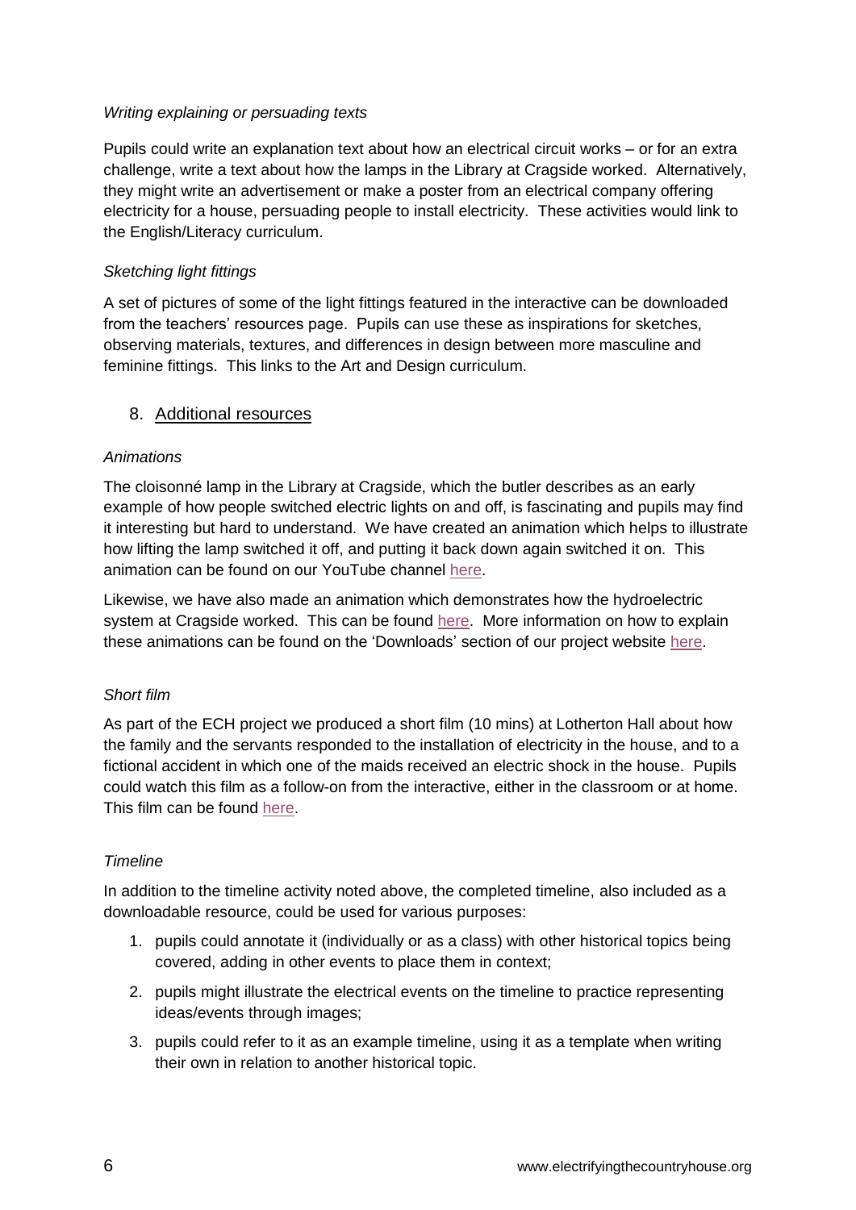*Writing explaining or persuading texts*

Pupils could write an explanation text about how an electrical circuit works – or for an extra challenge, write a text about how the lamps in the Library at Cragside worked. Alternatively, they might write an advertisement or make a poster from an electrical company offering electricity for a house, persuading people to install electricity. These activities would link to the English/Literacy curriculum.

*Sketching light fittings*

A set of pictures of some of the light fittings featured in the interactive can be downloaded from the teachers' resources page. Pupils can use these as inspirations for sketches, observing materials, textures, and differences in design between more masculine and feminine fittings. This links to the Art and Design curriculum.

## 8. Additional resources

*Animations*

The cloisonné lamp in the Library at Cragside, which the butler describes as an early example of how people switched electric lights on and off, is fascinating and pupils may find it interesting but hard to understand. We have created an animation which helps to illustrate how lifting the lamp switched it off, and putting it back down again switched it on. This animation can be found on our YouTube channel here.

Likewise, we have also made an animation which demonstrates how the hydroelectric system at Cragside worked. This can be found here. More information on how to explain these animations can be found on the 'Downloads' section of our project website here.

*Short film*

As part of the ECH project we produced a short film (10 mins) at Lotherton Hall about how the family and the servants responded to the installation of electricity in the house, and to a fictional accident in which one of the maids received an electric shock in the house. Pupils could watch this film as a follow-on from the interactive, either in the classroom or at home. This film can be found here.

*Timeline*

In addition to the timeline activity noted above, the completed timeline, also included as a downloadable resource, could be used for various purposes:

1. pupils could annotate it (individually or as a class) with other historical topics being covered, adding in other events to place them in context;
2. pupils might illustrate the electrical events on the timeline to practice representing ideas/events through images;
3. pupils could refer to it as an example timeline, using it as a template when writing their own in relation to another historical topic.